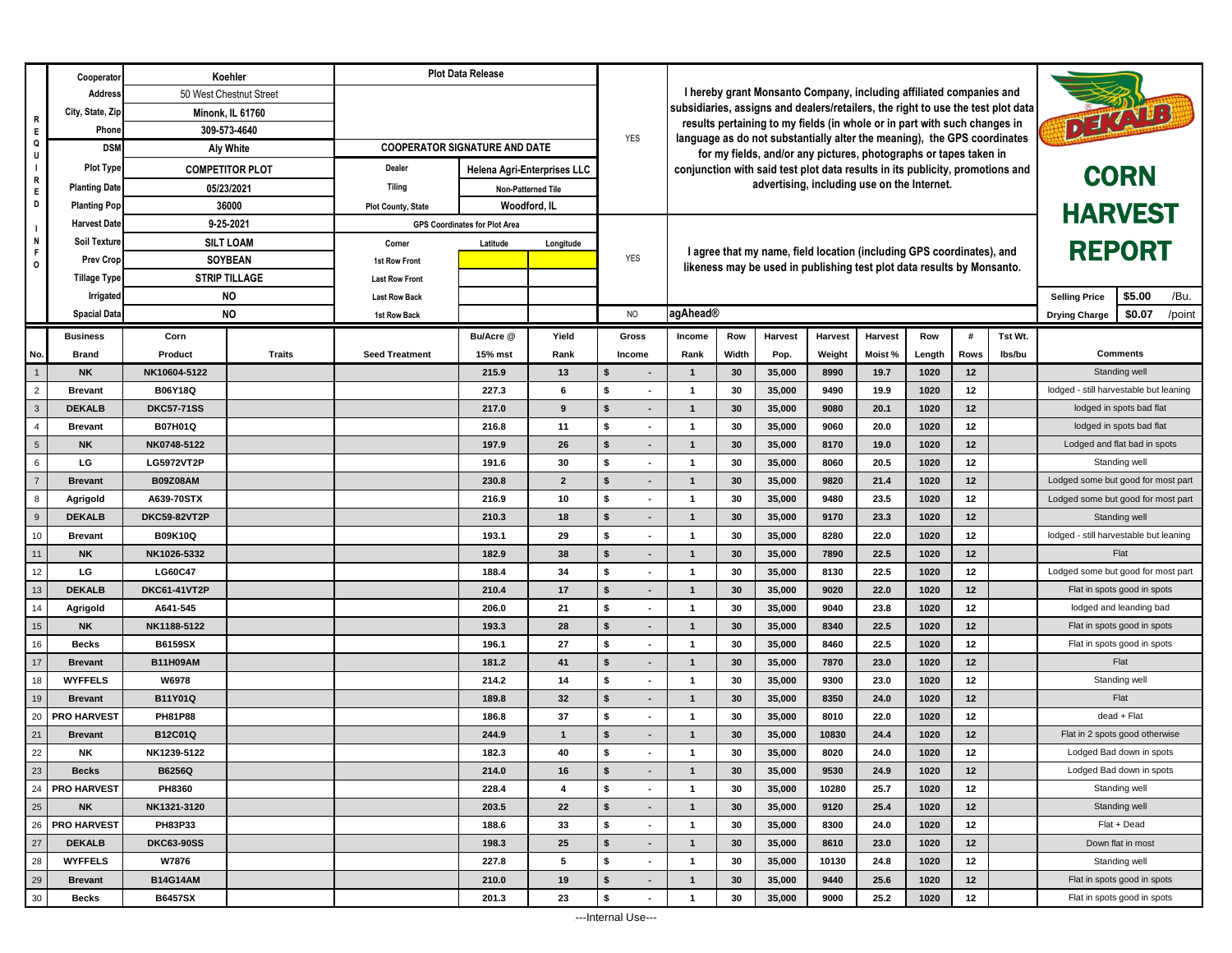# CORN HARVEST REPORT

**DEKALB**

| REQUIRED INFO | | |
|---|---|---|
| Cooperator | Koehler | |
| Address | 50 West Chestnut Street | |
| City, State, Zip | Minonk, IL 61760 | |
| Phone | 309-573-4640 | |
| DSM | Aly White | |
| Plot Type | COMPETITOR PLOT | |
| Planting Date | 05/23/2021 | |
| Planting Pop | 36000 | |
| Harvest Date | 9-25-2021 | |
| Soil Texture | SILT LOAM | |
| Prev Crop | SOYBEAN | |
| Tillage Type | STRIP TILLAGE | |
| Irrigated | NO | |
| Spacial Data | NO | |

| Plot Data Release | | |
|---|---|---|
| COOPERATOR SIGNATURE AND DATE | | |
| Dealer | Helena Agri-Enterprises LLC | |
| Tiling | Non-Patterned Tile | |
| Plot County, State | Woodford, IL | |
| GPS Coordinates for Plot Area | | |
| Corner | Latitude | Longitude |
| 1st Row Front | | |
| Last Row Front | | |
| Last Row Back | | |
| 1st Row Back | | |

YES — I hereby grant Monsanto Company, including affiliated companies and subsidiaries, assigns and dealers/retailers, the right to use the test plot data results pertaining to my fields (in whole or in part with such changes in language as do not substantially alter the meaning), the GPS coordinates for my fields, and/or any pictures, photographs or tapes taken in conjunction with said test plot data results in its publicity, promotions and advertising, including use on the Internet.

YES — I agree that my name, field location (including GPS coordinates), and likeness may be used in publishing test plot data results by Monsanto.

NO — agAhead®

Selling Price: $5.00 /Bu.
Drying Charge: $0.07 /point

| No. | Business Brand | Corn Product | Traits | Seed Treatment | Bu/Acre @ 15% mst | Yield Rank | Gross Income | Income Rank | Row Width | Harvest Pop. | Harvest Weight | Harvest Moist % | Row Length | # Rows | Tst Wt. lbs/bu | Comments |
|---|---|---|---|---|---|---|---|---|---|---|---|---|---|---|---|---|
| 1 | NK | NK10604-5122 | | | 215.9 | 13 | $ - | 1 | 30 | 35,000 | 8990 | 19.7 | 1020 | 12 | | Standing well |
| 2 | Brevant | B06Y18Q | | | 227.3 | 6 | $ - | 1 | 30 | 35,000 | 9490 | 19.9 | 1020 | 12 | | lodged - still harvestable but leaning |
| 3 | DEKALB | DKC57-71SS | | | 217.0 | 9 | $ - | 1 | 30 | 35,000 | 9080 | 20.1 | 1020 | 12 | | lodged in spots bad flat |
| 4 | Brevant | B07H01Q | | | 216.8 | 11 | $ - | 1 | 30 | 35,000 | 9060 | 20.0 | 1020 | 12 | | lodged in spots bad flat |
| 5 | NK | NK0748-5122 | | | 197.9 | 26 | $ - | 1 | 30 | 35,000 | 8170 | 19.0 | 1020 | 12 | | Lodged and flat bad in spots |
| 6 | LG | LG5972VT2P | | | 191.6 | 30 | $ - | 1 | 30 | 35,000 | 8060 | 20.5 | 1020 | 12 | | Standing well |
| 7 | Brevant | B09Z08AM | | | 230.8 | 2 | $ - | 1 | 30 | 35,000 | 9820 | 21.4 | 1020 | 12 | | Lodged some but good for most part |
| 8 | Agrigold | A639-70STX | | | 216.9 | 10 | $ - | 1 | 30 | 35,000 | 9480 | 23.5 | 1020 | 12 | | Lodged some but good for most part |
| 9 | DEKALB | DKC59-82VT2P | | | 210.3 | 18 | $ - | 1 | 30 | 35,000 | 9170 | 23.3 | 1020 | 12 | | Standing well |
| 10 | Brevant | B09K10Q | | | 193.1 | 29 | $ - | 1 | 30 | 35,000 | 8280 | 22.0 | 1020 | 12 | | lodged - still harvestable but leaning |
| 11 | NK | NK1026-5332 | | | 182.9 | 38 | $ - | 1 | 30 | 35,000 | 7890 | 22.5 | 1020 | 12 | | Flat |
| 12 | LG | LG60C47 | | | 188.4 | 34 | $ - | 1 | 30 | 35,000 | 8130 | 22.5 | 1020 | 12 | | Lodged some but good for most part |
| 13 | DEKALB | DKC61-41VT2P | | | 210.4 | 17 | $ - | 1 | 30 | 35,000 | 9020 | 22.0 | 1020 | 12 | | Flat in spots good in spots |
| 14 | Agrigold | A641-545 | | | 206.0 | 21 | $ - | 1 | 30 | 35,000 | 9040 | 23.8 | 1020 | 12 | | lodged and leanding bad |
| 15 | NK | NK1188-5122 | | | 193.3 | 28 | $ - | 1 | 30 | 35,000 | 8340 | 22.5 | 1020 | 12 | | Flat in spots good in spots |
| 16 | Becks | B6159SX | | | 196.1 | 27 | $ - | 1 | 30 | 35,000 | 8460 | 22.5 | 1020 | 12 | | Flat in spots good in spots |
| 17 | Brevant | B11H09AM | | | 181.2 | 41 | $ - | 1 | 30 | 35,000 | 7870 | 23.0 | 1020 | 12 | | Flat |
| 18 | WYFFELS | W6978 | | | 214.2 | 14 | $ - | 1 | 30 | 35,000 | 9300 | 23.0 | 1020 | 12 | | Standing well |
| 19 | Brevant | B11Y01Q | | | 189.8 | 32 | $ - | 1 | 30 | 35,000 | 8350 | 24.0 | 1020 | 12 | | Flat |
| 20 | PRO HARVEST | PH81P88 | | | 186.8 | 37 | $ - | 1 | 30 | 35,000 | 8010 | 22.0 | 1020 | 12 | | dead + Flat |
| 21 | Brevant | B12C01Q | | | 244.9 | 1 | $ - | 1 | 30 | 35,000 | 10830 | 24.4 | 1020 | 12 | | Flat in 2 spots good otherwise |
| 22 | NK | NK1239-5122 | | | 182.3 | 40 | $ - | 1 | 30 | 35,000 | 8020 | 24.0 | 1020 | 12 | | Lodged Bad down in spots |
| 23 | Becks | B6256Q | | | 214.0 | 16 | $ - | 1 | 30 | 35,000 | 9530 | 24.9 | 1020 | 12 | | Lodged Bad down in spots |
| 24 | PRO HARVEST | PH8360 | | | 228.4 | 4 | $ - | 1 | 30 | 35,000 | 10280 | 25.7 | 1020 | 12 | | Standing well |
| 25 | NK | NK1321-3120 | | | 203.5 | 22 | $ - | 1 | 30 | 35,000 | 9120 | 25.4 | 1020 | 12 | | Standing well |
| 26 | PRO HARVEST | PH83P33 | | | 188.6 | 33 | $ - | 1 | 30 | 35,000 | 8300 | 24.0 | 1020 | 12 | | Flat + Dead |
| 27 | DEKALB | DKC63-90SS | | | 198.3 | 25 | $ - | 1 | 30 | 35,000 | 8610 | 23.0 | 1020 | 12 | | Down flat in most |
| 28 | WYFFELS | W7876 | | | 227.8 | 5 | $ - | 1 | 30 | 35,000 | 10130 | 24.8 | 1020 | 12 | | Standing well |
| 29 | Brevant | B14G14AM | | | 210.0 | 19 | $ - | 1 | 30 | 35,000 | 9440 | 25.6 | 1020 | 12 | | Flat in spots good in spots |
| 30 | Becks | B6457SX | | | 201.3 | 23 | $ - | 1 | 30 | 35,000 | 9000 | 25.2 | 1020 | 12 | | Flat in spots good in spots |

---Internal Use---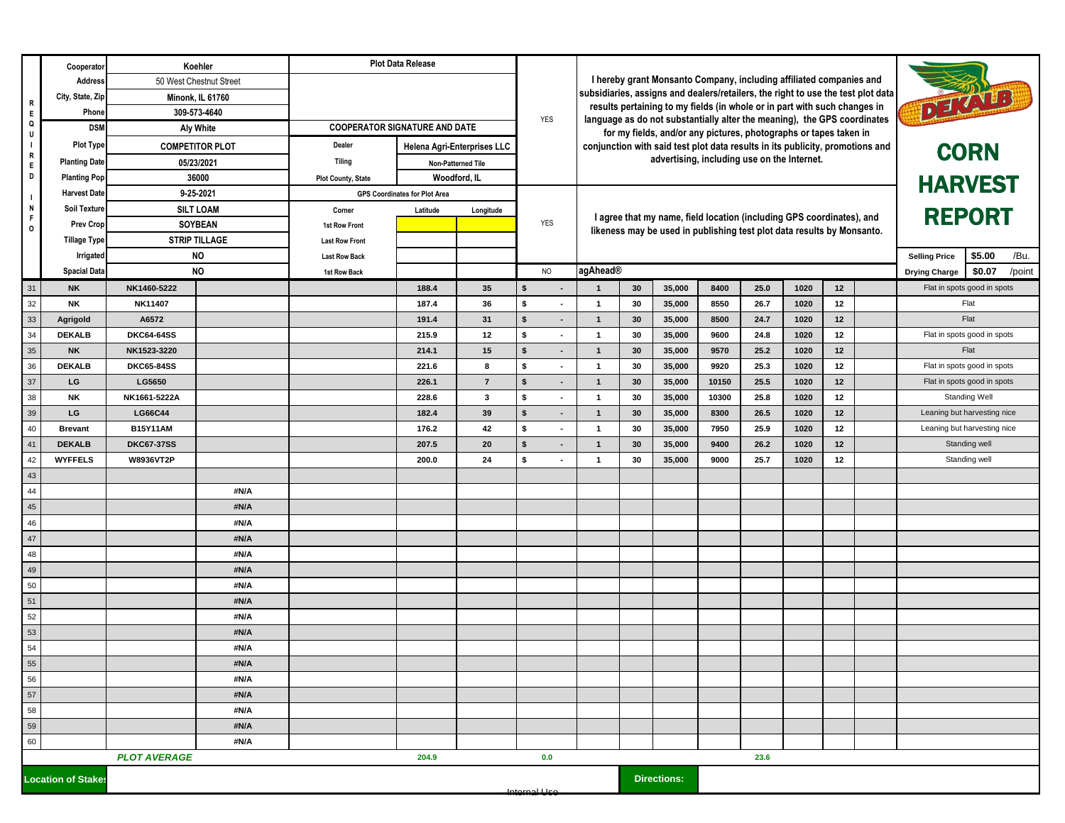# CORN HARVEST REPORT

DEKALB

| REQUIRED INFO | | |
|---|---|---|
| Cooperator | Koehler | |
| Address | 50 West Chestnut Street | |
| City, State, Zip | Minonk, IL 61760 | |
| Phone | 309-573-4640 | |
| DSM | Aly White | |
| Plot Type | COMPETITOR PLOT | |
| Planting Date | 05/23/2021 | |
| Planting Pop | 36000 | |
| Harvest Date | 9-25-2021 | |
| Soil Texture | SILT LOAM | |
| Prev Crop | SOYBEAN | |
| Tillage Type | STRIP TILLAGE | |
| Irrigated | NO | |
| Spacial Data | NO | |

| Plot Data Release | |
|---|---|
| COOPERATOR SIGNATURE AND DATE | |
| Dealer | Helena Agri-Enterprises LLC |
| Tiling | Non-Patterned Tile |
| Plot County, State | Woodford, IL |

| GPS Coordinates for Plot Area | | |
|---|---|---|
| Corner | Latitude | Longitude |
| 1st Row Front | | |
| Last Row Front | | |
| Last Row Back | | |
| 1st Row Back | | |

YES — I hereby grant Monsanto Company, including affiliated companies and subsidiaries, assigns and dealers/retailers, the right to use the test plot data results pertaining to my fields (in whole or in part with such changes in language as do not substantially alter the meaning), the GPS coordinates for my fields, and/or any pictures, photographs or tapes taken in conjunction with said test plot data results in its publicity, promotions and advertising, including use on the Internet.

YES — I agree that my name, field location (including GPS coordinates), and likeness may be used in publishing test plot data results by Monsanto.

NO — agAhead®

| Selling Price | $5.00 | /Bu. |
|---|---|---|
| Drying Charge | $0.07 | /point |

| # | Brand | Product | | | Yield | Rank | $ | | | | | | | | | Comments |
|---|---|---|---|---|---|---|---|---|---|---|---|---|---|---|---|---|
| 31 | NK | NK1460-5222 | | | 188.4 | 35 | $ - | 1 | 30 | 35,000 | 8400 | 25.0 | 1020 | 12 | | Flat in spots good in spots |
| 32 | NK | NK11407 | | | 187.4 | 36 | $ - | 1 | 30 | 35,000 | 8550 | 26.7 | 1020 | 12 | | Flat |
| 33 | Agrigold | A6572 | | | 191.4 | 31 | $ - | 1 | 30 | 35,000 | 8500 | 24.7 | 1020 | 12 | | Flat |
| 34 | DEKALB | DKC64-64SS | | | 215.9 | 12 | $ - | 1 | 30 | 35,000 | 9600 | 24.8 | 1020 | 12 | | Flat in spots good in spots |
| 35 | NK | NK1523-3220 | | | 214.1 | 15 | $ - | 1 | 30 | 35,000 | 9570 | 25.2 | 1020 | 12 | | Flat |
| 36 | DEKALB | DKC65-84SS | | | 221.6 | 8 | $ - | 1 | 30 | 35,000 | 9920 | 25.3 | 1020 | 12 | | Flat in spots good in spots |
| 37 | LG | LG5650 | | | 226.1 | 7 | $ - | 1 | 30 | 35,000 | 10150 | 25.5 | 1020 | 12 | | Flat in spots good in spots |
| 38 | NK | NK1661-5222A | | | 228.6 | 3 | $ - | 1 | 30 | 35,000 | 10300 | 25.8 | 1020 | 12 | | Standing Well |
| 39 | LG | LG66C44 | | | 182.4 | 39 | $ - | 1 | 30 | 35,000 | 8300 | 26.5 | 1020 | 12 | | Leaning but harvesting nice |
| 40 | Brevant | B15Y11AM | | | 176.2 | 42 | $ - | 1 | 30 | 35,000 | 7950 | 25.9 | 1020 | 12 | | Leaning but harvesting nice |
| 41 | DEKALB | DKC67-37SS | | | 207.5 | 20 | $ - | 1 | 30 | 35,000 | 9400 | 26.2 | 1020 | 12 | | Standing well |
| 42 | WYFFELS | W8936VT2P | | | 200.0 | 24 | $ - | 1 | 30 | 35,000 | 9000 | 25.7 | 1020 | 12 | | Standing well |
| 43 | | | | | | | | | | | | | | | | |
| 44 | | | #N/A | | | | | | | | | | | | | |
| 45 | | | #N/A | | | | | | | | | | | | | |
| 46 | | | #N/A | | | | | | | | | | | | | |
| 47 | | | #N/A | | | | | | | | | | | | | |
| 48 | | | #N/A | | | | | | | | | | | | | |
| 49 | | | #N/A | | | | | | | | | | | | | |
| 50 | | | #N/A | | | | | | | | | | | | | |
| 51 | | | #N/A | | | | | | | | | | | | | |
| 52 | | | #N/A | | | | | | | | | | | | | |
| 53 | | | #N/A | | | | | | | | | | | | | |
| 54 | | | #N/A | | | | | | | | | | | | | |
| 55 | | | #N/A | | | | | | | | | | | | | |
| 56 | | | #N/A | | | | | | | | | | | | | |
| 57 | | | #N/A | | | | | | | | | | | | | |
| 58 | | | #N/A | | | | | | | | | | | | | |
| 59 | | | #N/A | | | | | | | | | | | | | |
| 60 | | | #N/A | | | | | | | | | | | | | |
| | PLOT AVERAGE | | | | 204.9 | | 0.0 | | | | | 23.6 | | | | |

**Location of Stakes**

**Directions:**

Internal Use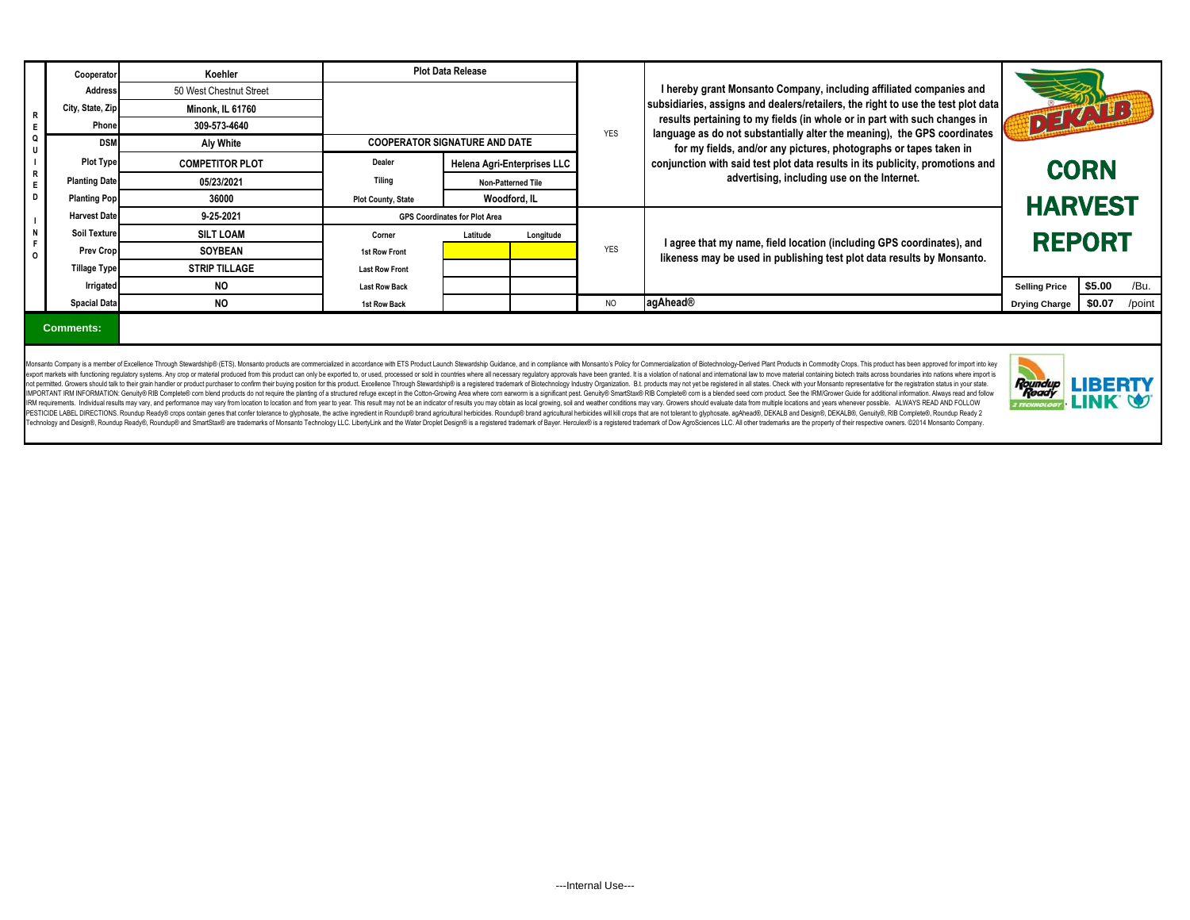| | | | | | | | |
|---|---|---|---|---|---|---|---|
| REQUIRED INFO | Cooperator | Koehler | Plot Data Release | | YES | I hereby grant Monsanto Company, including affiliated companies and subsidiaries, assigns and dealers/retailers, the right to use the test plot data results pertaining to my fields (in whole or in part with such changes in language as do not substantially alter the meaning), the GPS coordinates for my fields, and/or any pictures, photographs or tapes taken in conjunction with said test plot data results in its publicity, promotions and advertising, including use on the Internet. | DEKALB CORN HARVEST REPORT |
| | Address | 50 West Chestnut Street | | | | | |
| | City, State, Zip | Minonk, IL 61760 | | | | | |
| | Phone | 309-573-4640 | | | | | |
| | DSM | Aly White | COOPERATOR SIGNATURE AND DATE | | | | |
| | Plot Type | COMPETITOR PLOT | Dealer | Helena Agri-Enterprises LLC | | | |
| | Planting Date | 05/23/2021 | Tiling | Non-Patterned Tile | | | |
| | Planting Pop | 36000 | Plot County, State | Woodford, IL | | | |
| | Harvest Date | 9-25-2021 | GPS Coordinates for Plot Area | | YES | I agree that my name, field location (including GPS coordinates), and likeness may be used in publishing test plot data results by Monsanto. | |
| | Soil Texture | SILT LOAM | Corner | Latitude / Longitude | | | |
| | Prev Crop | SOYBEAN | 1st Row Front | | | | |
| | Tillage Type | STRIP TILLAGE | Last Row Front | | | | |
| | Irrigated | NO | Last Row Back | | | | Selling Price $5.00 /Bu. |
| | Spacial Data | NO | 1st Row Back | | NO | agAhead® | Drying Charge $0.07 /point |

**Comments:**

Monsanto Company is a member of Excellence Through Stewardship® (ETS). Monsanto products are commercialized in accordance with ETS Product Launch Stewardship Guidance, and in compliance with Monsanto's Policy for Commercialization of Biotechnology-Derived Plant Products in Commodity Crops. This product has been approved for import into key export markets with functioning regulatory systems. Any crop or material produced from this product can only be exported to, or used, processed or sold in countries where all necessary regulatory approvals have been granted. It is a violation of national and international law to move material containing biotech traits across boundaries into nations where import is not permitted. Growers should talk to their grain handler or product purchaser to confirm their buying position for this product. Excellence Through Stewardship® is a registered trademark of Biotechnology Industry Organization. B.t. products may not yet be registered in all states. Check with your Monsanto representative for the registration status in your state. IMPORTANT IRM INFORMATION: Genuity® RIB Complete® corn blend products do not require the planting of a structured refuge except in the Cotton-Growing Area where corn earworm is a significant pest. Genuity® SmartStax® RIB Complete® corn is a blended seed corn product. See the IRM/Grower Guide for additional information. Always read and follow IRM requirements. Individual results may vary, and performance may vary from location to location and from year to year. This result may not be an indicator of results you may obtain as local growing, soil and weather conditions may vary. Growers should evaluate data from multiple locations and years whenever possible. ALWAYS READ AND FOLLOW PESTICIDE LABEL DIRECTIONS. Roundup Ready® crops contain genes that confer tolerance to glyphosate, the active ingredient in Roundup® brand agricultural herbicides. Roundup® brand agricultural herbicides will kill crops that are not tolerant to glyphosate. agAhead®, DEKALB and Design®, DEKALB®, Genuity®, RIB Complete®, Roundup Ready 2 Technology and Design®, Roundup Ready®, Roundup® and SmartStax® are trademarks of Monsanto Technology LLC. LibertyLink and the Water Droplet Design® is a registered trademark of Bayer. Herculex® is a registered trademark of Dow AgroSciences LLC. All other trademarks are the property of their respective owners. ©2014 Monsanto Company.

---Internal Use---